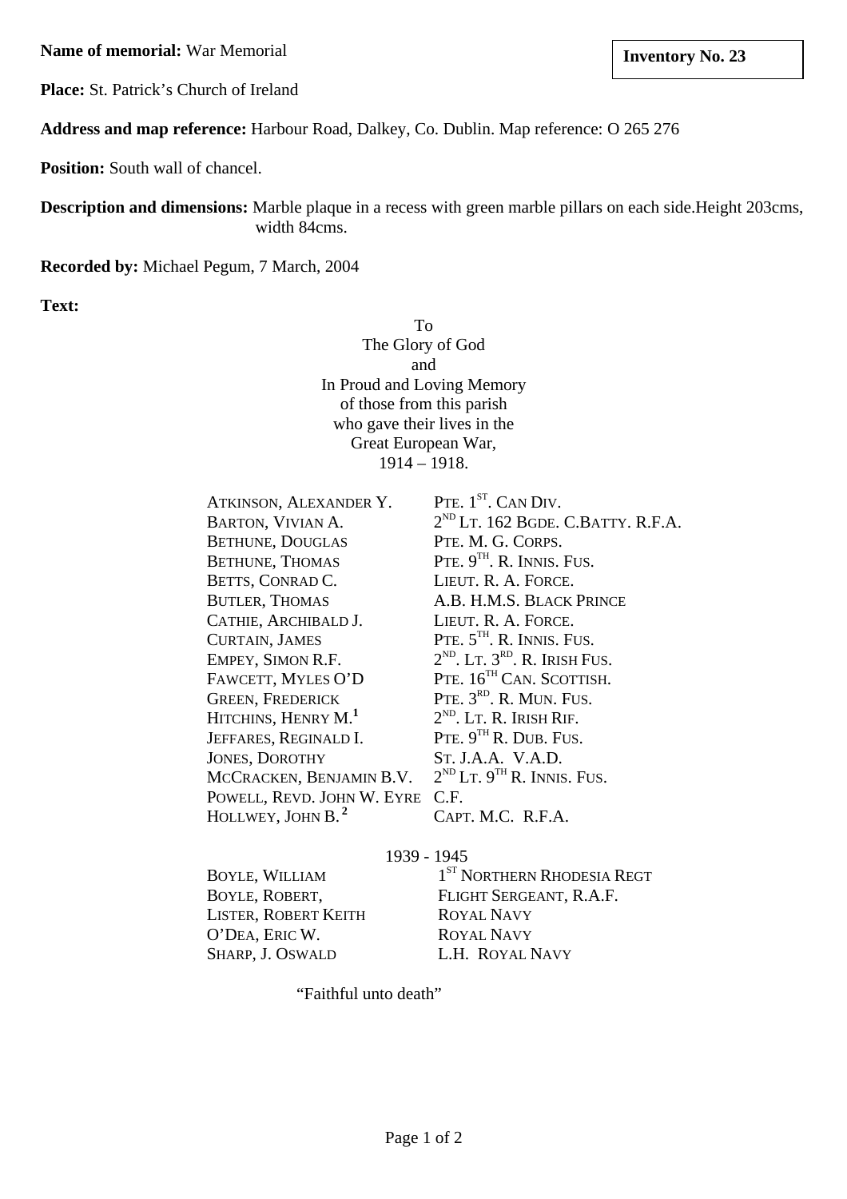**Name of memorial:** War Memorial

**Inventory No. 23**

**Place:** St. Patrick's Church of Ireland

**Address and map reference:** Harbour Road, Dalkey, Co. Dublin. Map reference: O 265 276

**Position:** South wall of chancel.

**Description and dimensions:** Marble plaque in a recess with green marble pillars on each side.Height 203cms, width 84cms.

**Recorded by:** Michael Pegum, 7 March, 2004

**Text:**

To
The Glory of God
and
In Proud and Loving Memory
of those from this parish
who gave their lives in the
Great European War,
1914 – 1918.

| | |
|---|---|
| ATKINSON, ALEXANDER Y. | PTE. 1ST. CAN DIV. |
| BARTON, VIVIAN A. | 2ND LT. 162 BGDE. C.BATTY. R.F.A. |
| BETHUNE, DOUGLAS | PTE. M. G. CORPS. |
| BETHUNE, THOMAS | PTE. 9TH. R. INNIS. FUS. |
| BETTS, CONRAD C. | LIEUT. R. A. FORCE. |
| BUTLER, THOMAS | A.B. H.M.S. BLACK PRINCE |
| CATHIE, ARCHIBALD J. | LIEUT. R. A. FORCE. |
| CURTAIN, JAMES | PTE. 5TH. R. INNIS. FUS. |
| EMPEY, SIMON R.F. | 2ND. LT. 3RD. R. IRISH FUS. |
| FAWCETT, MYLES O'D | PTE. 16TH CAN. SCOTTISH. |
| GREEN, FREDERICK | PTE. 3RD. R. MUN. FUS. |
| HITCHINS, HENRY M.[1] | 2ND. LT. R. IRISH RIF. |
| JEFFARES, REGINALD I. | PTE. 9TH R. DUB. FUS. |
| JONES, DOROTHY | ST. J.A.A. V.A.D. |
| MCCRACKEN, BENJAMIN B.V. | 2ND LT. 9TH R. INNIS. FUS. |
| POWELL, REVD. JOHN W. EYRE | C.F. |
| HOLLWEY, JOHN B.[2] | CAPT. M.C. R.F.A. |

1939 - 1945

| | |
|---|---|
| BOYLE, WILLIAM | 1ST NORTHERN RHODESIA REGT |
| BOYLE, ROBERT, | FLIGHT SERGEANT, R.A.F. |
| LISTER, ROBERT KEITH | ROYAL NAVY |
| O'DEA, ERIC W. | ROYAL NAVY |
| SHARP, J. OSWALD | L.H. ROYAL NAVY |

"Faithful unto death"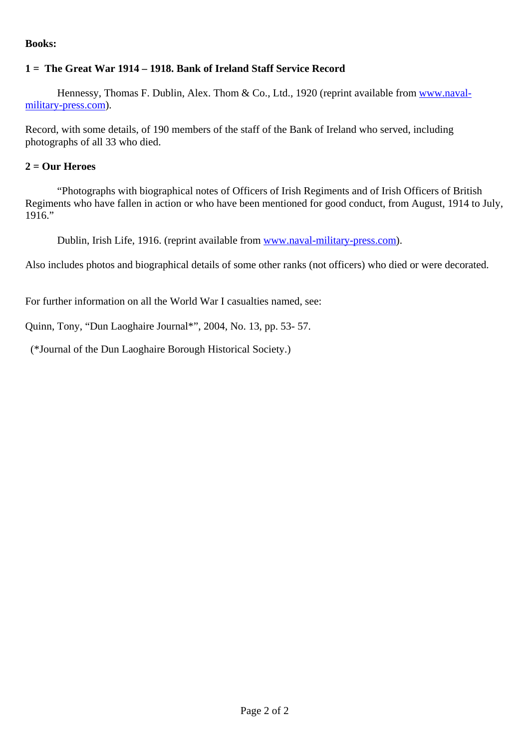**Books:**

**1 = The Great War 1914 – 1918. Bank of Ireland Staff Service Record**

Hennessy, Thomas F. Dublin, Alex. Thom & Co., Ltd., 1920 (reprint available from www.naval-military-press.com).

Record, with some details, of 190 members of the staff of the Bank of Ireland who served, including photographs of all 33 who died.

**2 = Our Heroes**

"Photographs with biographical notes of Officers of Irish Regiments and of Irish Officers of British Regiments who have fallen in action or who have been mentioned for good conduct, from August, 1914 to July, 1916."

Dublin, Irish Life, 1916. (reprint available from www.naval-military-press.com).

Also includes photos and biographical details of some other ranks (not officers) who died or were decorated.

For further information on all the World War I casualties named, see:

Quinn, Tony, "Dun Laoghaire Journal*", 2004, No. 13, pp. 53- 57.

(*Journal of the Dun Laoghaire Borough Historical Society.)